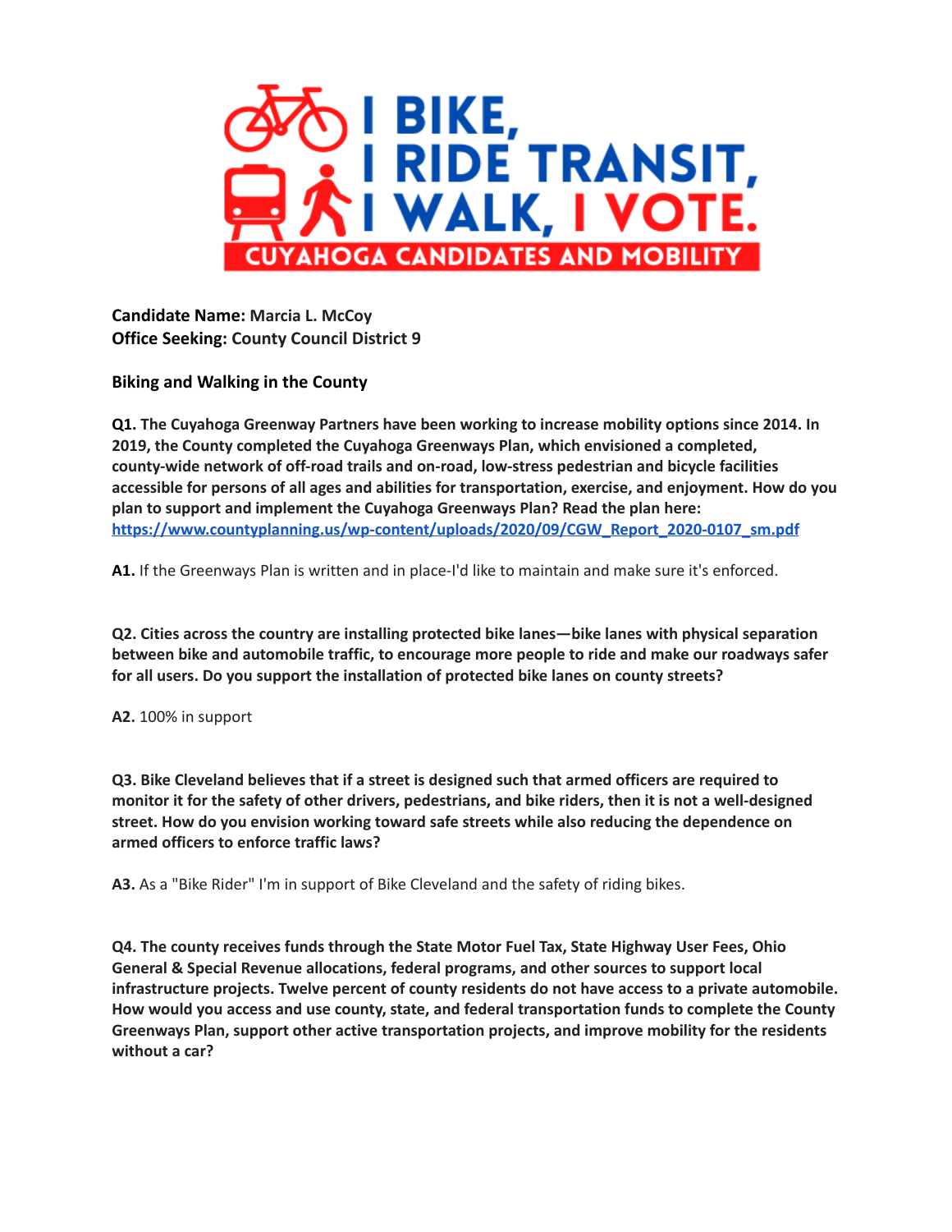# I BIKE, I RIDE TRANSIT, I WALK, I VOTE.

## CUYAHOGA CANDIDATES AND MOBILITY

**Candidate Name:** Marcia L. McCoy
**Office Seeking:** County Council District 9

### Biking and Walking in the County

**Q1. The Cuyahoga Greenway Partners have been working to increase mobility options since 2014. In 2019, the County completed the Cuyahoga Greenways Plan, which envisioned a completed, county-wide network of off-road trails and on-road, low-stress pedestrian and bicycle facilities accessible for persons of all ages and abilities for transportation, exercise, and enjoyment. How do you plan to support and implement the Cuyahoga Greenways Plan? Read the plan here: [https://www.countyplanning.us/wp-content/uploads/2020/09/CGW_Report_2020-0107_sm.pdf](https://www.countyplanning.us/wp-content/uploads/2020/09/CGW_Report_2020-0107_sm.pdf)**

**A1.** If the Greenways Plan is written and in place-I'd like to maintain and make sure it's enforced.

**Q2. Cities across the country are installing protected bike lanes—bike lanes with physical separation between bike and automobile traffic, to encourage more people to ride and make our roadways safer for all users. Do you support the installation of protected bike lanes on county streets?**

**A2.** 100% in support

**Q3. Bike Cleveland believes that if a street is designed such that armed officers are required to monitor it for the safety of other drivers, pedestrians, and bike riders, then it is not a well-designed street. How do you envision working toward safe streets while also reducing the dependence on armed officers to enforce traffic laws?**

**A3.** As a "Bike Rider" I'm in support of Bike Cleveland and the safety of riding bikes.

**Q4. The county receives funds through the State Motor Fuel Tax, State Highway User Fees, Ohio General & Special Revenue allocations, federal programs, and other sources to support local infrastructure projects. Twelve percent of county residents do not have access to a private automobile. How would you access and use county, state, and federal transportation funds to complete the County Greenways Plan, support other active transportation projects, and improve mobility for the residents without a car?**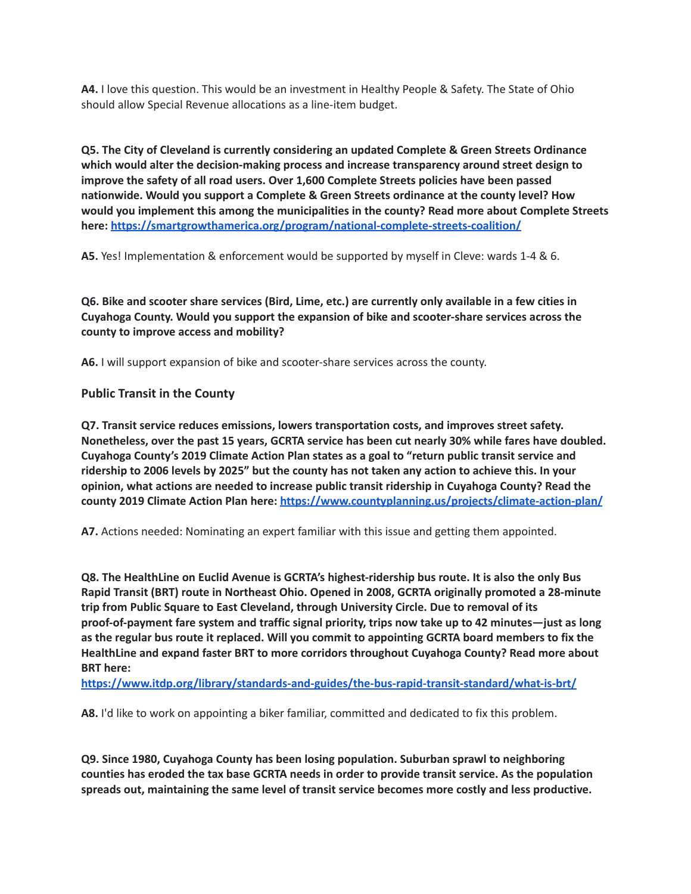**A4.** I love this question. This would be an investment in Healthy People & Safety. The State of Ohio should allow Special Revenue allocations as a line-item budget.

**Q5. The City of Cleveland is currently considering an updated Complete & Green Streets Ordinance which would alter the decision-making process and increase transparency around street design to improve the safety of all road users. Over 1,600 Complete Streets policies have been passed nationwide. Would you support a Complete & Green Streets ordinance at the county level? How would you implement this among the municipalities in the county? Read more about Complete Streets here: [https://smartgrowthamerica.org/program/national-complete-streets-coalition/](https://smartgrowthamerica.org/program/national-complete-streets-coalition/)**

**A5.** Yes! Implementation & enforcement would be supported by myself in Cleve: wards 1-4 & 6.

**Q6. Bike and scooter share services (Bird, Lime, etc.) are currently only available in a few cities in Cuyahoga County. Would you support the expansion of bike and scooter-share services across the county to improve access and mobility?**

**A6.** I will support expansion of bike and scooter-share services across the county.

### Public Transit in the County

**Q7. Transit service reduces emissions, lowers transportation costs, and improves street safety. Nonetheless, over the past 15 years, GCRTA service has been cut nearly 30% while fares have doubled. Cuyahoga County's 2019 Climate Action Plan states as a goal to "return public transit service and ridership to 2006 levels by 2025" but the county has not taken any action to achieve this. In your opinion, what actions are needed to increase public transit ridership in Cuyahoga County? Read the county 2019 Climate Action Plan here: [https://www.countyplanning.us/projects/climate-action-plan/](https://www.countyplanning.us/projects/climate-action-plan/)**

**A7.** Actions needed: Nominating an expert familiar with this issue and getting them appointed.

**Q8. The HealthLine on Euclid Avenue is GCRTA's highest-ridership bus route. It is also the only Bus Rapid Transit (BRT) route in Northeast Ohio. Opened in 2008, GCRTA originally promoted a 28-minute trip from Public Square to East Cleveland, through University Circle. Due to removal of its proof-of-payment fare system and traffic signal priority, trips now take up to 42 minutes—just as long as the regular bus route it replaced. Will you commit to appointing GCRTA board members to fix the HealthLine and expand faster BRT to more corridors throughout Cuyahoga County? Read more about BRT here: [https://www.itdp.org/library/standards-and-guides/the-bus-rapid-transit-standard/what-is-brt/](https://www.itdp.org/library/standards-and-guides/the-bus-rapid-transit-standard/what-is-brt/)**

**A8.** I'd like to work on appointing a biker familiar, committed and dedicated to fix this problem.

**Q9. Since 1980, Cuyahoga County has been losing population. Suburban sprawl to neighboring counties has eroded the tax base GCRTA needs in order to provide transit service. As the population spreads out, maintaining the same level of transit service becomes more costly and less productive.**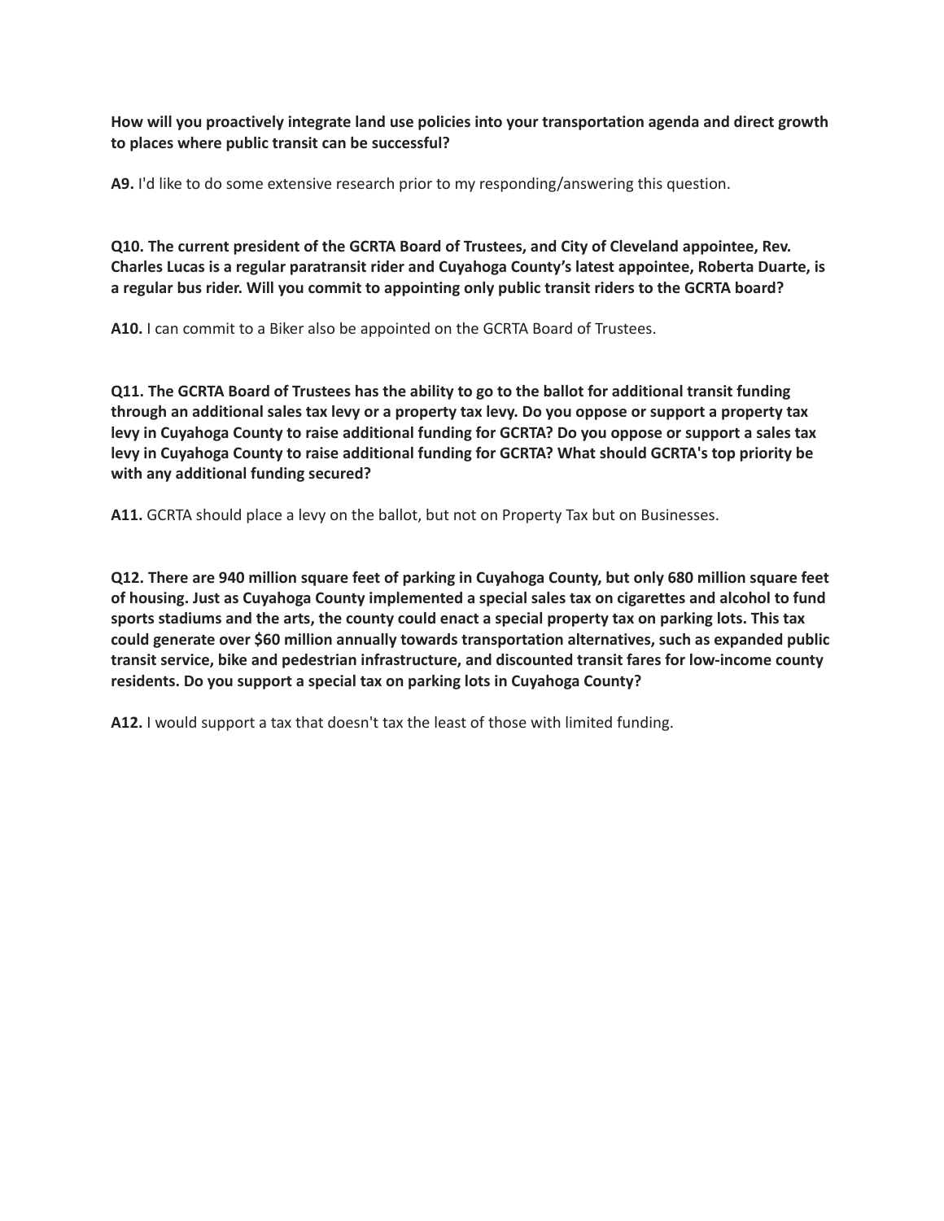**How will you proactively integrate land use policies into your transportation agenda and direct growth to places where public transit can be successful?**

**A9.** I'd like to do some extensive research prior to my responding/answering this question.

**Q10. The current president of the GCRTA Board of Trustees, and City of Cleveland appointee, Rev. Charles Lucas is a regular paratransit rider and Cuyahoga County's latest appointee, Roberta Duarte, is a regular bus rider. Will you commit to appointing only public transit riders to the GCRTA board?**

**A10.** I can commit to a Biker also be appointed on the GCRTA Board of Trustees.

**Q11. The GCRTA Board of Trustees has the ability to go to the ballot for additional transit funding through an additional sales tax levy or a property tax levy. Do you oppose or support a property tax levy in Cuyahoga County to raise additional funding for GCRTA? Do you oppose or support a sales tax levy in Cuyahoga County to raise additional funding for GCRTA? What should GCRTA's top priority be with any additional funding secured?**

**A11.** GCRTA should place a levy on the ballot, but not on Property Tax but on Businesses.

**Q12. There are 940 million square feet of parking in Cuyahoga County, but only 680 million square feet of housing. Just as Cuyahoga County implemented a special sales tax on cigarettes and alcohol to fund sports stadiums and the arts, the county could enact a special property tax on parking lots. This tax could generate over $60 million annually towards transportation alternatives, such as expanded public transit service, bike and pedestrian infrastructure, and discounted transit fares for low-income county residents. Do you support a special tax on parking lots in Cuyahoga County?**

**A12.** I would support a tax that doesn't tax the least of those with limited funding.